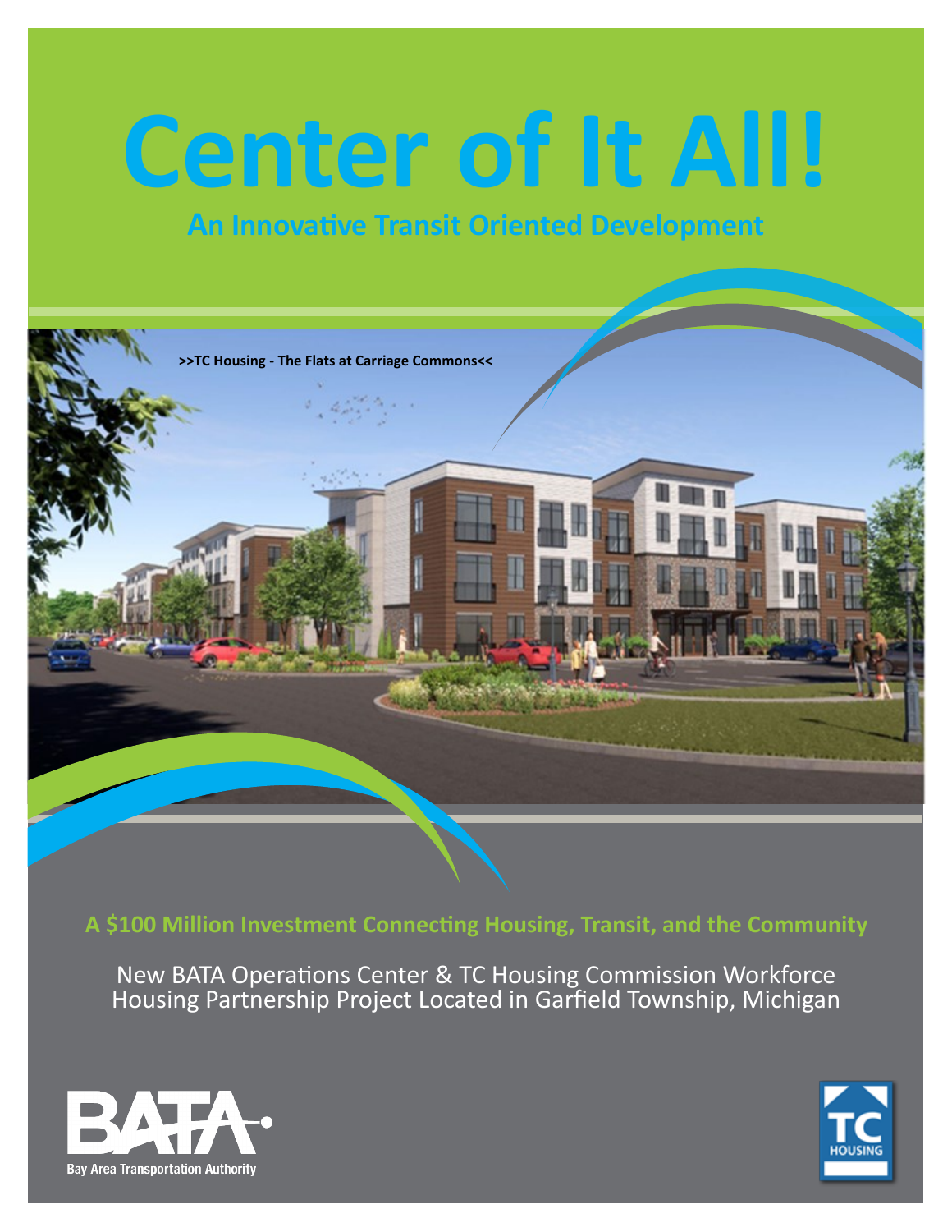# Center of It All!

## An Innovative Transit Oriented Development

>>TC Housing - The Flats at Carriage Commons<<

**A $100 Million Investment Connecting Housing, Transit, and the Community**

New BATA Operations Center & TC Housing Commission Workforce Housing Partnership Project Located in Garfield Township, Michigan

BATA
Bay Area Transportation Authority

TC HOUSING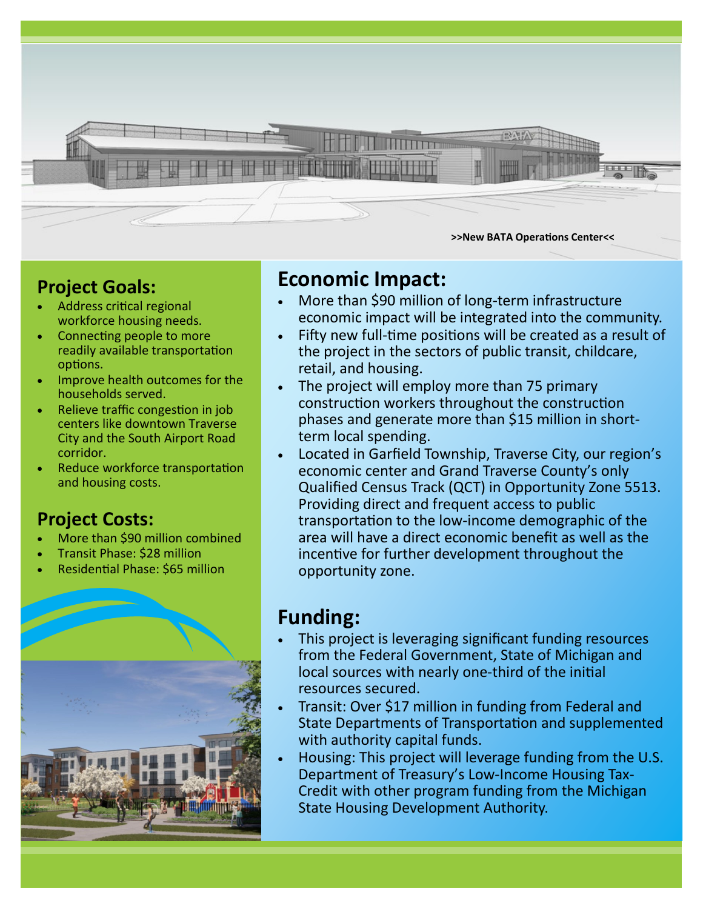>>New BATA Operations Center<<

## Project Goals:

- Address critical regional workforce housing needs.
- Connecting people to more readily available transportation options.
- Improve health outcomes for the households served.
- Relieve traffic congestion in job centers like downtown Traverse City and the South Airport Road corridor.
- Reduce workforce transportation and housing costs.

## Project Costs:

- More than $90 million combined
- Transit Phase: $28 million
- Residential Phase: $65 million

## Economic Impact:

- More than $90 million of long-term infrastructure economic impact will be integrated into the community.
- Fifty new full-time positions will be created as a result of the project in the sectors of public transit, childcare, retail, and housing.
- The project will employ more than 75 primary construction workers throughout the construction phases and generate more than $15 million in short-term local spending.
- Located in Garfield Township, Traverse City, our region's economic center and Grand Traverse County's only Qualified Census Track (QCT) in Opportunity Zone 5513. Providing direct and frequent access to public transportation to the low-income demographic of the area will have a direct economic benefit as well as the incentive for further development throughout the opportunity zone.

## Funding:

- This project is leveraging significant funding resources from the Federal Government, State of Michigan and local sources with nearly one-third of the initial resources secured.
- Transit: Over $17 million in funding from Federal and State Departments of Transportation and supplemented with authority capital funds.
- Housing: This project will leverage funding from the U.S. Department of Treasury's Low-Income Housing Tax-Credit with other program funding from the Michigan State Housing Development Authority.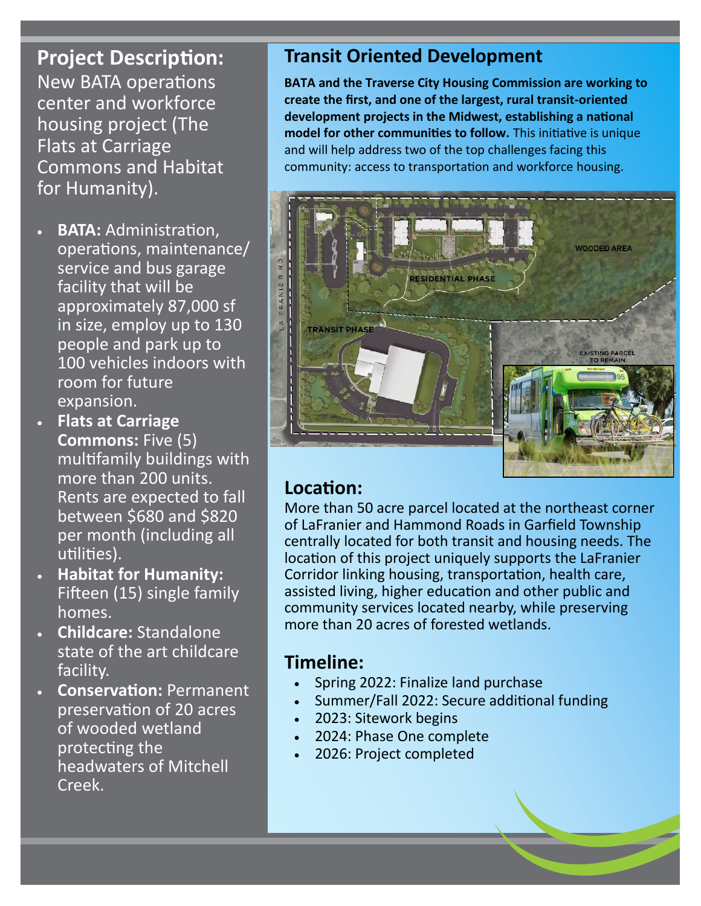## Project Description:

New BATA operations center and workforce housing project (The Flats at Carriage Commons and Habitat for Humanity).

- **BATA:** Administration, operations, maintenance/service and bus garage facility that will be approximately 87,000 sf in size, employ up to 130 people and park up to 100 vehicles indoors with room for future expansion.
- **Flats at Carriage Commons:** Five (5) multifamily buildings with more than 200 units. Rents are expected to fall between $680 and $820 per month (including all utilities).
- **Habitat for Humanity:** Fifteen (15) single family homes.
- **Childcare:** Standalone state of the art childcare facility.
- **Conservation:** Permanent preservation of 20 acres of wooded wetland protecting the headwaters of Mitchell Creek.

## Transit Oriented Development

**BATA and the Traverse City Housing Commission are working to create the first, and one of the largest, rural transit-oriented development projects in the Midwest, establishing a national model for other communities to follow.** This initiative is unique and will help address two of the top challenges facing this community: access to transportation and workforce housing.

## Location:

More than 50 acre parcel located at the northeast corner of LaFranier and Hammond Roads in Garfield Township centrally located for both transit and housing needs. The location of this project uniquely supports the LaFranier Corridor linking housing, transportation, health care, assisted living, higher education and other public and community services located nearby, while preserving more than 20 acres of forested wetlands.

## Timeline:

- Spring 2022: Finalize land purchase
- Summer/Fall 2022: Secure additional funding
- 2023: Sitework begins
- 2024: Phase One complete
- 2026: Project completed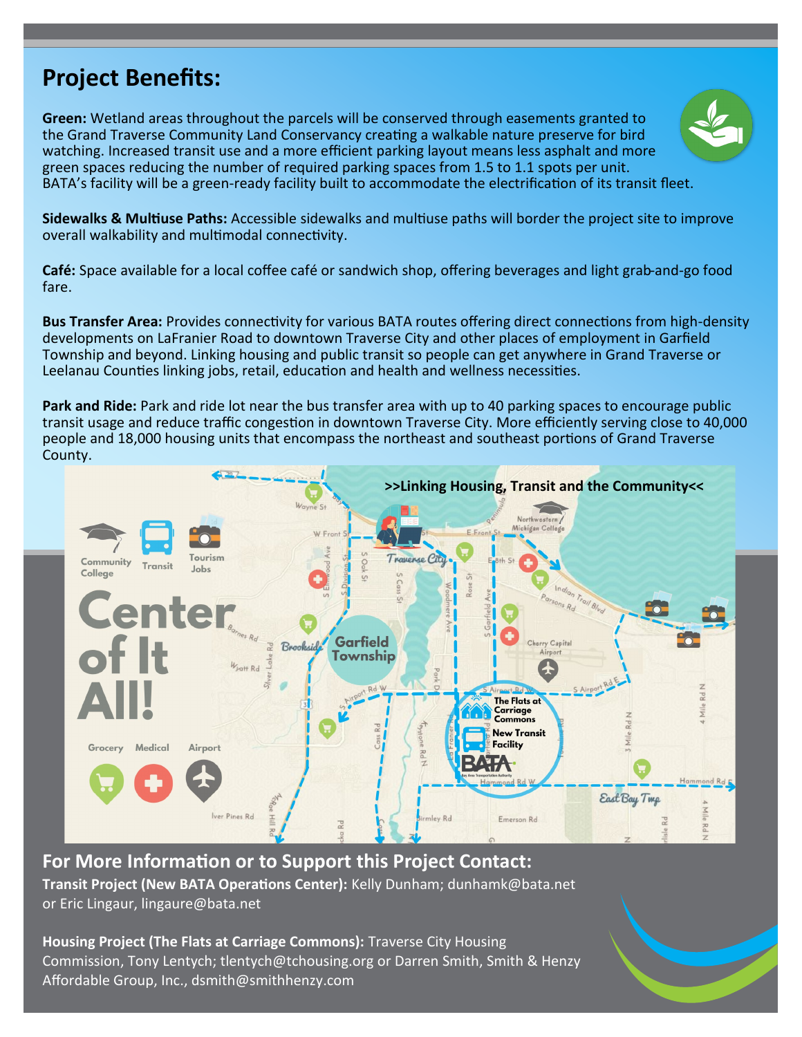# Project Benefits:

**Green:** Wetland areas throughout the parcels will be conserved through easements granted to the Grand Traverse Community Land Conservancy creating a walkable nature preserve for bird watching. Increased transit use and a more efficient parking layout means less asphalt and more green spaces reducing the number of required parking spaces from 1.5 to 1.1 spots per unit. BATA's facility will be a green-ready facility built to accommodate the electrification of its transit fleet.

**Sidewalks & Multiuse Paths:** Accessible sidewalks and multiuse paths will border the project site to improve overall walkability and multimodal connectivity.

**Café:** Space available for a local coffee café or sandwich shop, offering beverages and light grab-and-go food fare.

**Bus Transfer Area:** Provides connectivity for various BATA routes offering direct connections from high-density developments on LaFranier Road to downtown Traverse City and other places of employment in Garfield Township and beyond. Linking housing and public transit so people can get anywhere in Grand Traverse or Leelanau Counties linking jobs, retail, education and health and wellness necessities.

**Park and Ride:** Park and ride lot near the bus transfer area with up to 40 parking spaces to encourage public transit usage and reduce traffic congestion in downtown Traverse City. More efficiently serving close to 40,000 people and 18,000 housing units that encompass the northeast and southeast portions of Grand Traverse County.

>>Linking Housing, Transit and the Community<<

Center of It All!

Community College

Transit

Tourism Jobs

Grocery

Medical

Airport

Traverse City

Garfield Township

Brookside

Northwestern Michigan College

Cherry Capital Airport

The Flats at Carriage Commons

New Transit Facility

BATA

East Bay Twp

## For More Information or to Support this Project Contact:

**Transit Project (New BATA Operations Center):** Kelly Dunham; dunhamk@bata.net or Eric Lingaur, lingaure@bata.net

**Housing Project (The Flats at Carriage Commons):** Traverse City Housing Commission, Tony Lentych; tlentych@tchousing.org or Darren Smith, Smith & Henzy Affordable Group, Inc., dsmith@smithhenzy.com